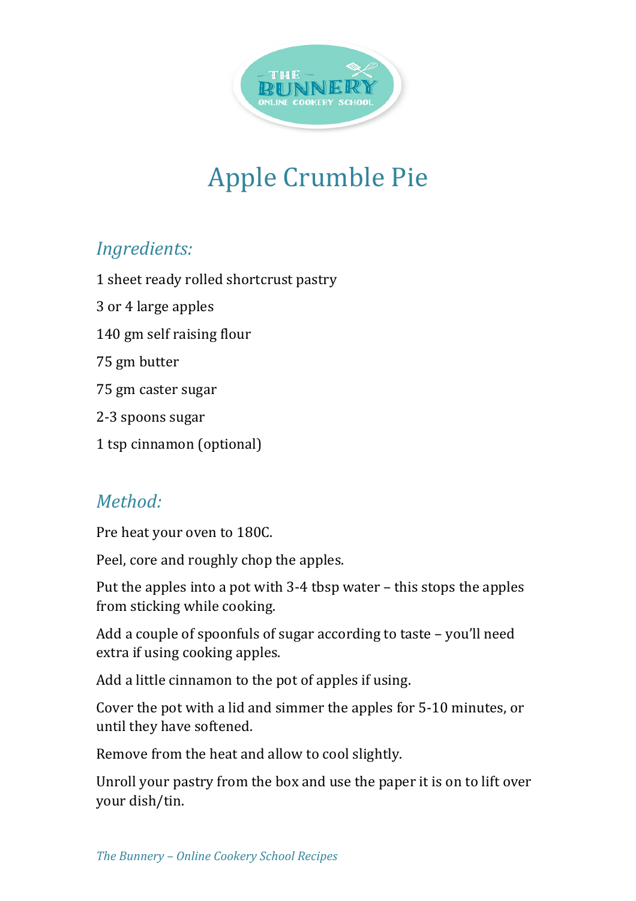# Apple Crumble Pie

## *Ingredients:*

1 sheet ready rolled shortcrust pastry

3 or 4 large apples

140 gm self raising flour

75 gm butter

75 gm caster sugar

2-3 spoons sugar

1 tsp cinnamon (optional)

## *Method:*

Pre heat your oven to 180C.

Peel, core and roughly chop the apples.

Put the apples into a pot with 3-4 tbsp water – this stops the apples from sticking while cooking.

Add a couple of spoonfuls of sugar according to taste – you'll need extra if using cooking apples.

Add a little cinnamon to the pot of apples if using.

Cover the pot with a lid and simmer the apples for 5-10 minutes, or until they have softened.

Remove from the heat and allow to cool slightly.

Unroll your pastry from the box and use the paper it is on to lift over your dish/tin.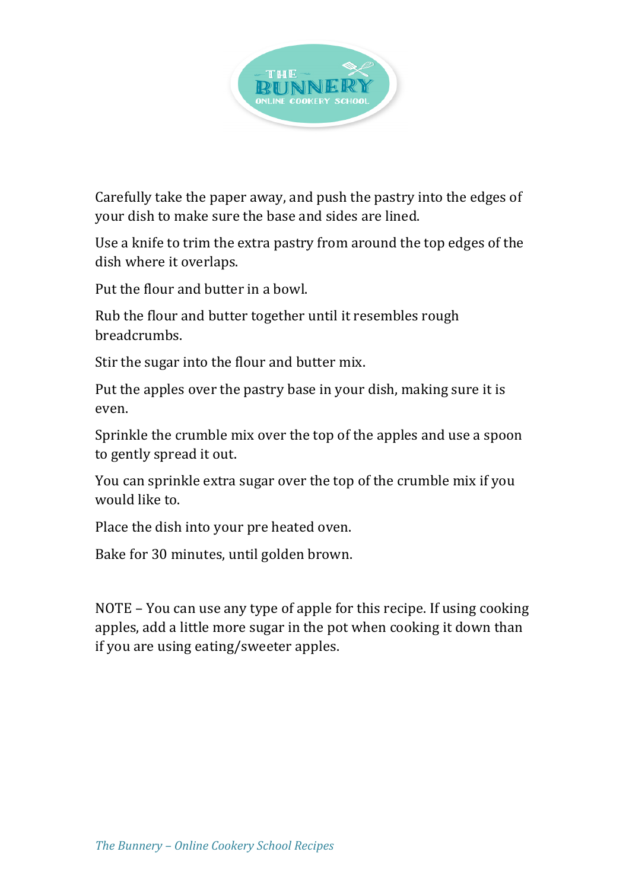Carefully take the paper away, and push the pastry into the edges of your dish to make sure the base and sides are lined.

Use a knife to trim the extra pastry from around the top edges of the dish where it overlaps.

Put the flour and butter in a bowl.

Rub the flour and butter together until it resembles rough breadcrumbs.

Stir the sugar into the flour and butter mix.

Put the apples over the pastry base in your dish, making sure it is even.

Sprinkle the crumble mix over the top of the apples and use a spoon to gently spread it out.

You can sprinkle extra sugar over the top of the crumble mix if you would like to.

Place the dish into your pre heated oven.

Bake for 30 minutes, until golden brown.

NOTE – You can use any type of apple for this recipe. If using cooking apples, add a little more sugar in the pot when cooking it down than if you are using eating/sweeter apples.